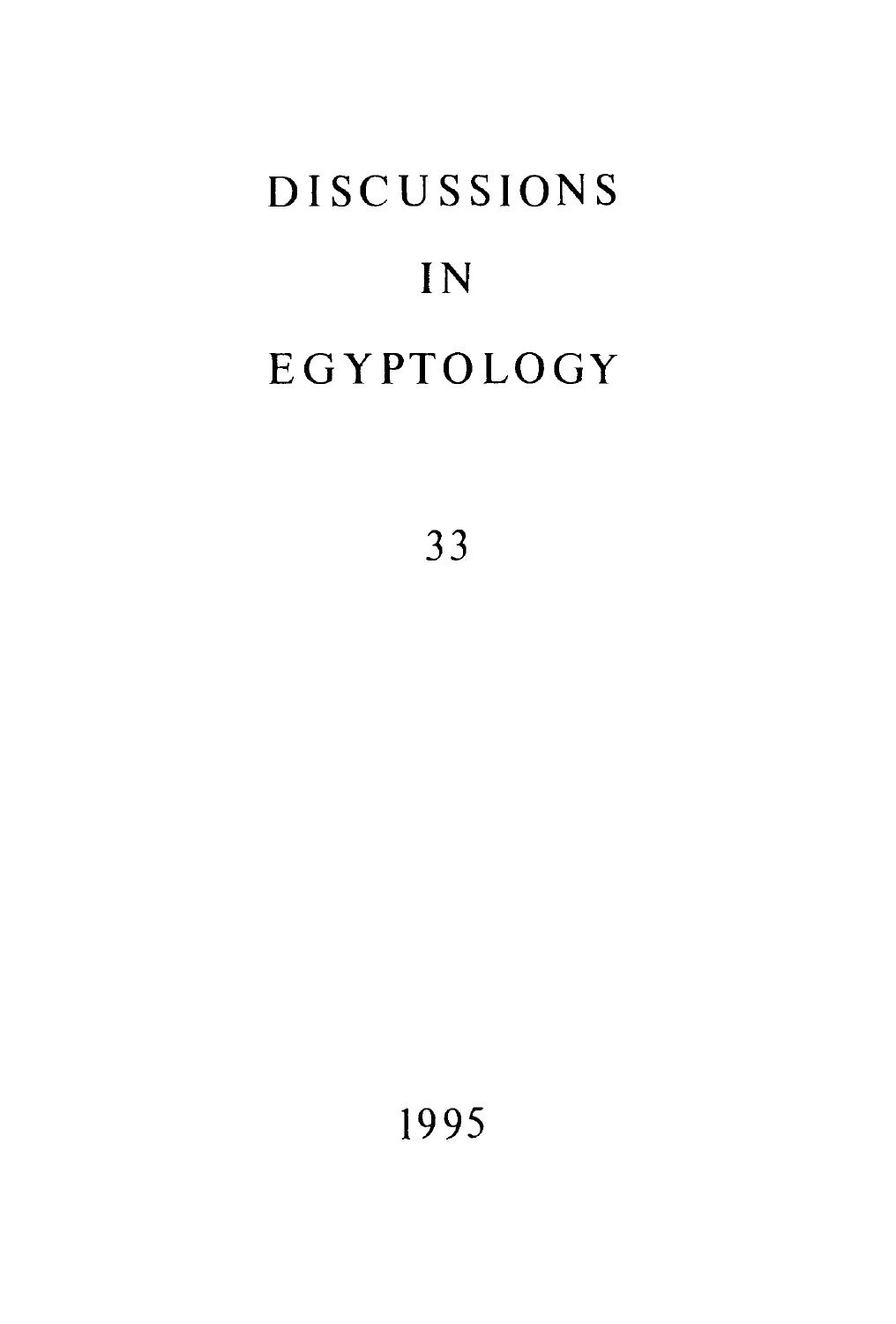# DISCUSSIONS

# IN

# EGYPTOLOGY

33

1995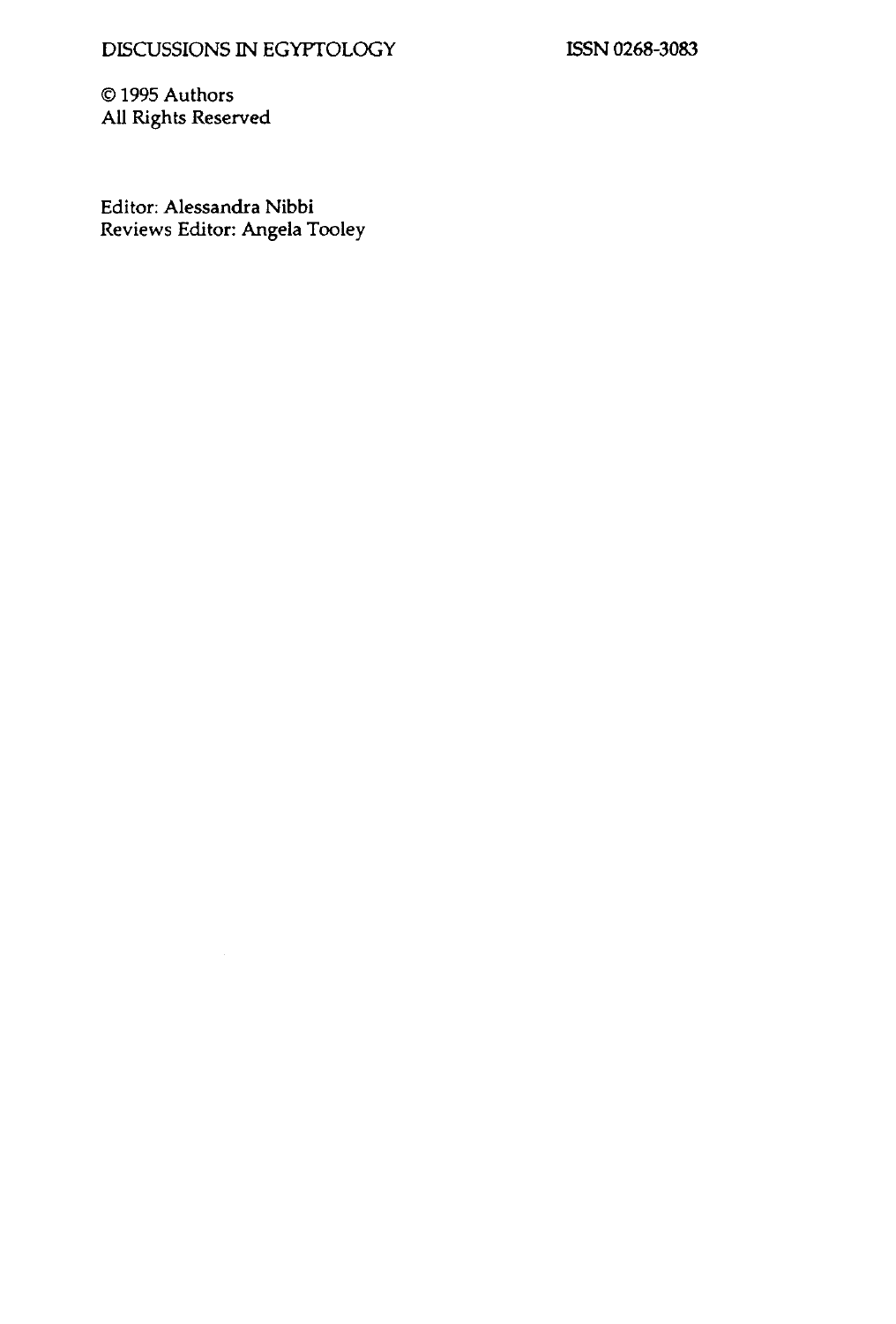DISCUSSIONS IN EGYPTOLOGY

ISSN 0268-3083

© 1995 Authors
All Rights Reserved

Editor: Alessandra Nibbi
Reviews Editor: Angela Tooley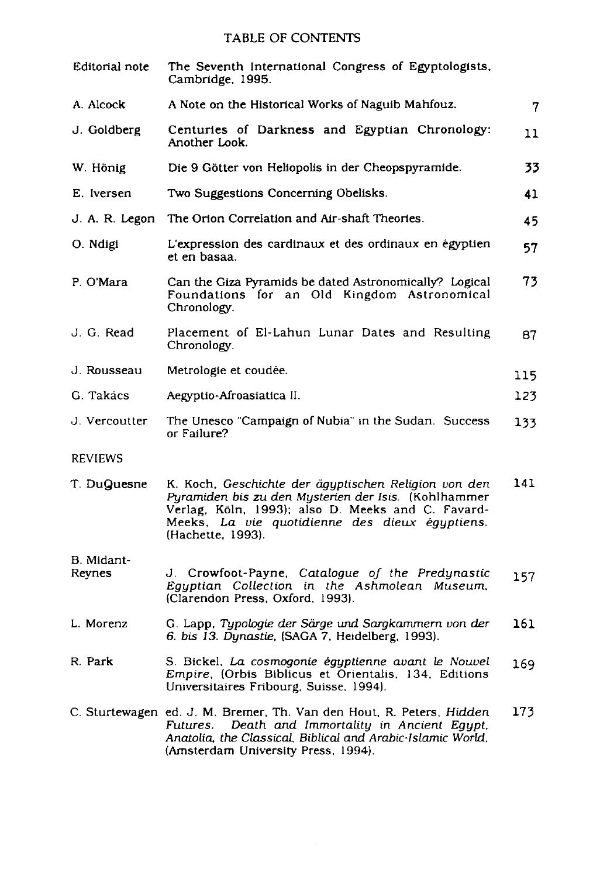# TABLE OF CONTENTS

| | | |
|---|---|---|
| Editorial note | The Seventh International Congress of Egyptologists, Cambridge, 1995. | |
| A. Alcock | A Note on the Historical Works of Naguib Mahfouz. | 7 |
| J. Goldberg | Centuries of Darkness and Egyptian Chronology: Another Look. | 11 |
| W. Hönig | Die 9 Götter von Heliopolis in der Cheopspyramide. | 33 |
| E. Iversen | Two Suggestions Concerning Obelisks. | 41 |
| J. A. R. Legon | The Orion Correlation and Air-shaft Theories. | 45 |
| O. Ndigi | L'expression des cardinaux et des ordinaux en égyptien et en basaa. | 57 |
| P. O'Mara | Can the Giza Pyramids be dated Astronomically? Logical Foundations for an Old Kingdom Astronomical Chronology. | 73 |
| J. G. Read | Placement of El-Lahun Lunar Dates and Resulting Chronology. | 87 |
| J. Rousseau | Metrologie et coudée. | 115 |
| G. Takács | Aegyptio-Afroasiatica II. | 123 |
| J. Vercoutter | The Unesco "Campaign of Nubia" in the Sudan. Success or Failure? | 133 |

## REVIEWS

| | | |
|---|---|---|
| T. DuQuesne | K. Koch, *Geschichte der ägyptischen Religion von den Pyramiden bis zu den Mysterien der Isis.* (Kohlhammer Verlag, Köln, 1993); also D. Meeks and C. Favard-Meeks, *La vie quotidienne des dieux égyptiens.* (Hachette, 1993). | 141 |
| B. Midant-Reynes | J. Crowfoot-Payne, *Catalogue of the Predynastic Egyptian Collection in the Ashmolean Museum.* (Clarendon Press, Oxford, 1993). | 157 |
| L. Morenz | G. Lapp, *Typologie der Särge und Sargkammern von der 6. bis 13. Dynastie,* (SAGA 7, Heidelberg, 1993). | 161 |
| R. Park | S. Bickel, *La cosmogonie égyptienne avant le Nouvel Empire,* (Orbis Biblicus et Orientalis, 134, Editions Universitaires Fribourg, Suisse, 1994). | 169 |
| C. Sturtewagen | ed. J. M. Bremer, Th. Van den Hout, R. Peters, *Hidden Futures. Death and Immortality in Ancient Egypt, Anatolia, the Classical, Biblical and Arabic-Islamic World,* (Amsterdam University Press, 1994). | 173 |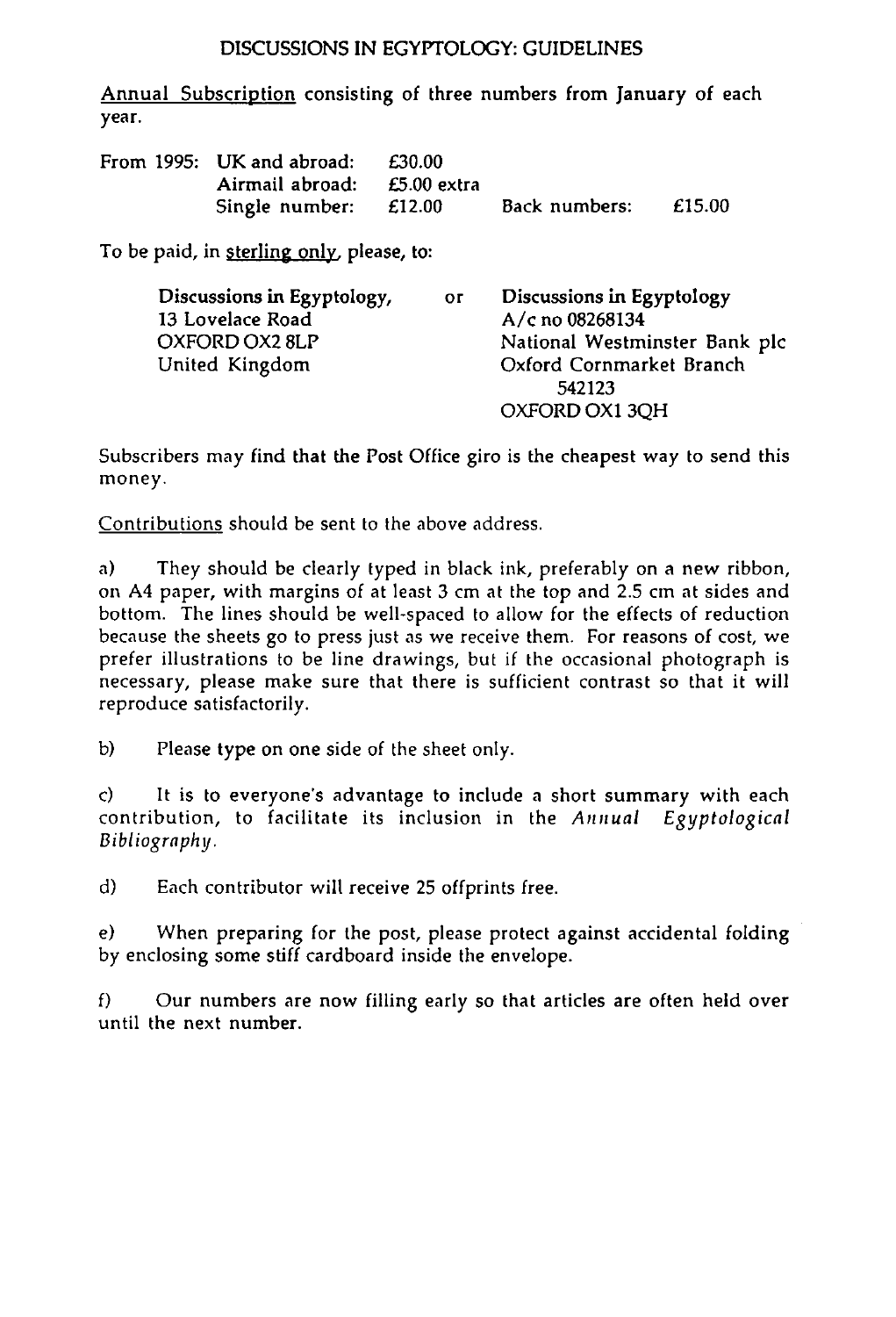# DISCUSSIONS IN EGYPTOLOGY: GUIDELINES

Annual Subscription consisting of three numbers from January of each year.

| From 1995: | | | | |
|---|---|---|---|---|
| | UK and abroad: | £30.00 | | |
| | Airmail abroad: | £5.00 extra | | |
| | Single number: | £12.00 | Back numbers: | £15.00 |

To be paid, in sterling only, please, to:

| | | |
|---|---|---|
| Discussions in Egyptology,<br>13 Lovelace Road<br>OXFORD OX2 8LP<br>United Kingdom | or | Discussions in Egyptology<br>A/c no 08268134<br>National Westminster Bank plc<br>Oxford Cornmarket Branch<br>542123<br>OXFORD OX1 3QH |

Subscribers may find that the Post Office giro is the cheapest way to send this money.

Contributions should be sent to the above address.

a) They should be clearly typed in black ink, preferably on a new ribbon, on A4 paper, with margins of at least 3 cm at the top and 2.5 cm at sides and bottom. The lines should be well-spaced to allow for the effects of reduction because the sheets go to press just as we receive them. For reasons of cost, we prefer illustrations to be line drawings, but if the occasional photograph is necessary, please make sure that there is sufficient contrast so that it will reproduce satisfactorily.

b) Please type on one side of the sheet only.

c) It is to everyone's advantage to include a short summary with each contribution, to facilitate its inclusion in the *Annual Egyptological Bibliography*.

d) Each contributor will receive 25 offprints free.

e) When preparing for the post, please protect against accidental folding by enclosing some stiff cardboard inside the envelope.

f) Our numbers are now filling early so that articles are often held over until the next number.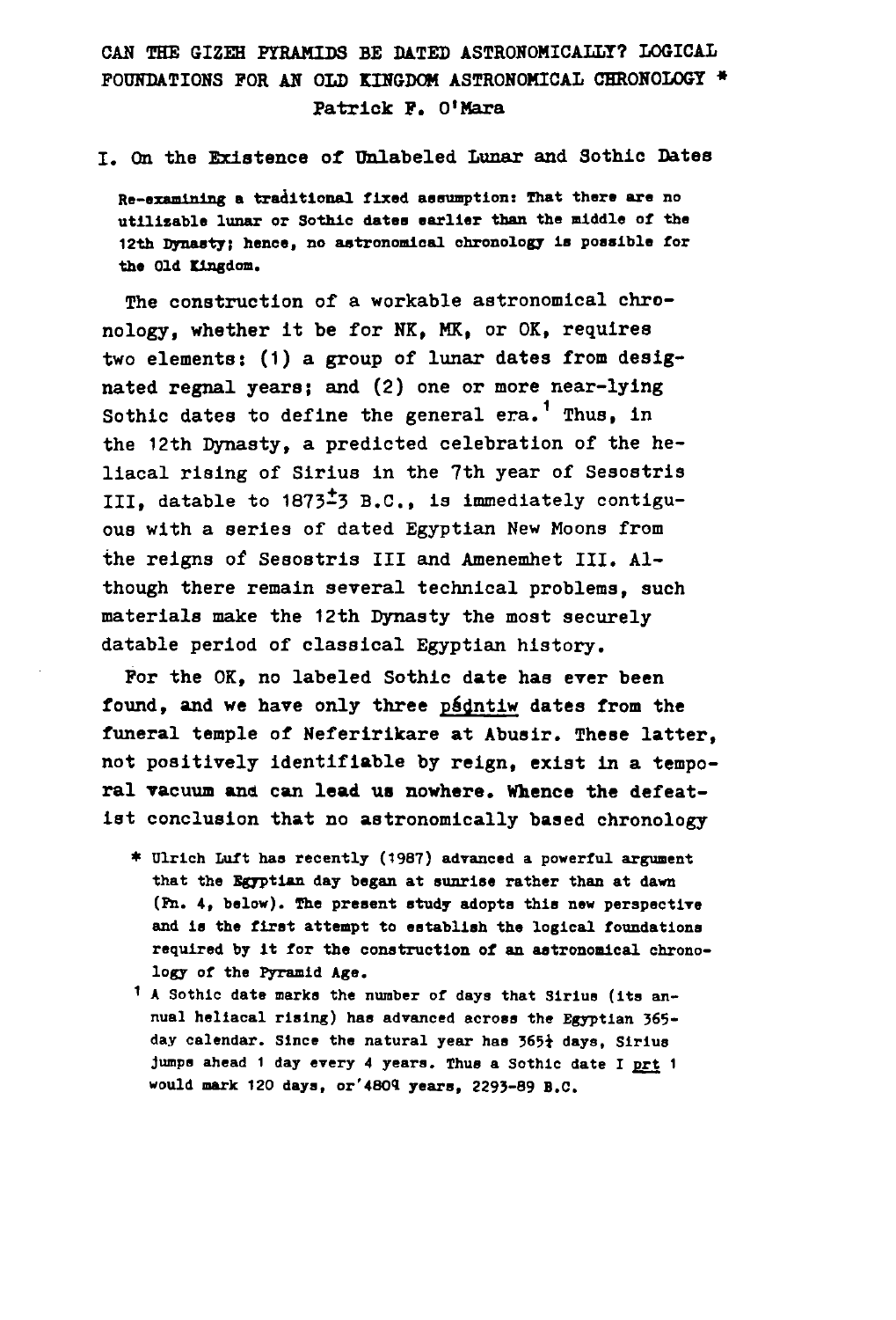# CAN THE GIZEH PYRAMIDS BE DATED ASTRONOMICALLY? LOGICAL FOUNDATIONS FOR AN OLD KINGDOM ASTRONOMICAL CHRONOLOGY *

Patrick F. O'Mara

## I. On the Existence of Unlabeled Lunar and Sothic Dates

**Re-examining a traditional fixed assumption: That there are no utilizable lunar or Sothic dates earlier than the middle of the 12th Dynasty; hence, no astronomical chronology is possible for the Old Kingdom.**

The construction of a workable astronomical chronology, whether it be for NK, MK, or OK, requires two elements: (1) a group of lunar dates from designated regnal years; and (2) one or more near-lying Sothic dates to define the general era.[1] Thus, in the 12th Dynasty, a predicted celebration of the heliacal rising of Sirius in the 7th year of Sesostris III, datable to 1873±3 B.C., is immediately contiguous with a series of dated Egyptian New Moons from the reigns of Sesostris III and Amenemhet III. Although there remain several technical problems, such materials make the 12th Dynasty the most securely datable period of classical Egyptian history.

For the OK, no labeled Sothic date has ever been found, and we have only three p<u>sd</u>ntiw dates from the funeral temple of Neferirikare at Abusir. These latter, not positively identifiable by reign, exist in a temporal vacuum and can lead us nowhere. Whence the defeatist conclusion that no astronomically based chronology

\* Ulrich Luft has recently (1987) advanced a powerful argument that the Egyptian day began at sunrise rather than at dawn (Fn. 4, below). The present study adopts this new perspective and is the first attempt to establish the logical foundations required by it for the construction of an astronomical chronology of the Pyramid Age.

[1] A Sothic date marks the number of days that Sirius (its annual heliacal rising) has advanced across the Egyptian 365-day calendar. Since the natural year has 365¼ days, Sirius jumps ahead 1 day every 4 years. Thus a Sothic date I <u>prt</u> 1 would mark 120 days, or 480 years, 2293-89 B.C.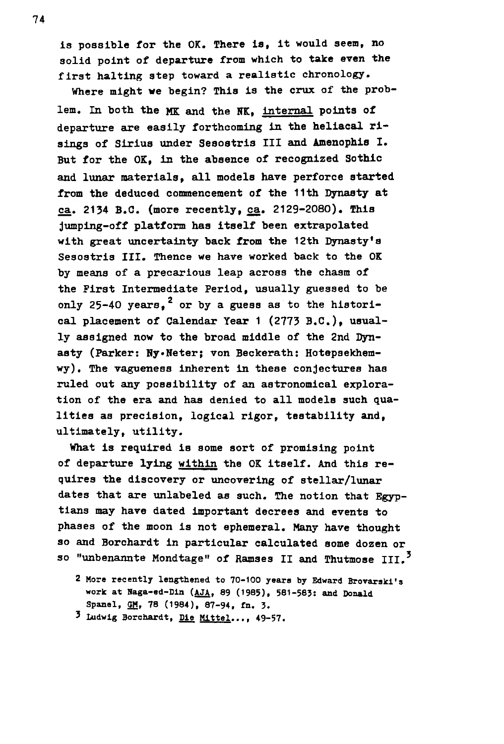is possible for the OK. There is, it would seem, no solid point of departure from which to take even the first halting step toward a realistic chronology.

Where might we begin? This is the crux of the problem. In both the MK and the NK, <u>internal</u> points of departure are easily forthcoming in the heliacal risings of Sirius under Sesostris III and Amenophis I. But for the OK, in the absence of recognized Sothic and lunar materials, all models have perforce started from the deduced commencement of the 11th Dynasty at <u>ca</u>. 2134 B.C. (more recently, <u>ca</u>. 2129-2080). This jumping-off platform has itself been extrapolated with great uncertainty back from the 12th Dynasty's Sesostris III. Thence we have worked back to the OK by means of a precarious leap across the chasm of the First Intermediate Period, usually guessed to be only 25-40 years,[2] or by a guess as to the historical placement of Calendar Year 1 (2773 B.C.), usually assigned now to the broad middle of the 2nd Dynasty (Parker: Ny•Neter; von Beckerath: Hotepsekhemwy). The vagueness inherent in these conjectures has ruled out any possibility of an astronomical exploration of the era and has denied to all models such qualities as precision, logical rigor, testability and, ultimately, utility.

What is required is some sort of promising point of departure lying <u>within</u> the OK itself. And this requires the discovery or uncovering of stellar/lunar dates that are unlabeled as such. The notion that Egyptians may have dated important decrees and events to phases of the moon is not ephemeral. Many have thought so and Borchardt in particular calculated some dozen or so "unbenannte Mondtage" of Ramses II and Thutmose III.[3]

[2] More recently lengthened to 70-100 years by Edward Brovarski's work at Naga-ed-Din (<u>AJA</u>, 89 (1985), 581-583: and Donald Spanel, <u>GM</u>, 78 (1984), 87-94, fn. 3.

[3] Ludwig Borchardt, <u>Die Mittel</u>..., 49-57.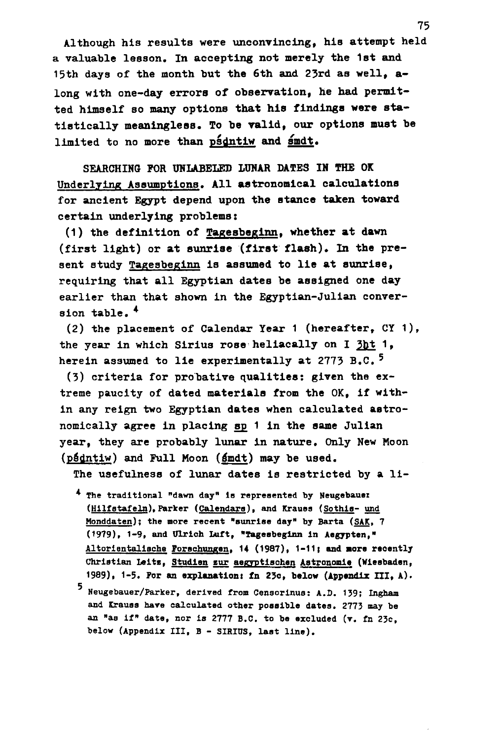Although his results were unconvincing, his attempt held a valuable lesson. In accepting not merely the 1st and 15th days of the month but the 6th and 23rd as well, along with one-day errors of observation, he had permitted himself so many options that his findings were statistically meaningless. To be valid, our options must be limited to no more than psdntiw and śmdt.

SEARCHING FOR UNLABELED LUNAR DATES IN THE OK

Underlying Assumptions. All astronomical calculations for ancient Egypt depend upon the stance taken toward certain underlying problems:

(1) the definition of Tagesbeginn, whether at dawn (first light) or at sunrise (first flash). In the present study Tagesbeginn is assumed to lie at sunrise, requiring that all Egyptian dates be assigned one day earlier than that shown in the Egyptian-Julian conversion table.[4]

(2) the placement of Calendar Year 1 (hereafter, CY 1), the year in which Sirius rose heliacally on I 3ḫt 1, herein assumed to lie experimentally at 2773 B.C.[5]

(3) criteria for probative qualities: given the extreme paucity of dated materials from the OK, if within any reign two Egyptian dates when calculated astronomically agree in placing sp 1 in the same Julian year, they are probably lunar in nature. Only New Moon (psdntiw) and Full Moon (śmdt) may be used.

The usefulness of lunar dates is restricted by a li-

[4] The traditional "dawn day" is represented by Neugebauer (Hilfstafeln), Parker (Calendars), and Krauss (Sothis- und Monddaten); the more recent "sunrise day" by Barta (SAK, 7 (1979), 1-9, and Ulrich Luft, "Tagesbeginn in Aegypten," Altorientalische Forschungen, 14 (1987), 1-11; and more recently Christian Leitz, Studien zur aegyptischen Astronomie (Wiesbaden, 1989), 1-5. For an explanation: fn 23c, below (Appendix III, A).

[5] Neugebauer/Parker, derived from Censorinus: A.D. 139; Ingham and Krauss have calculated other possible dates. 2773 may be an "as if" date, nor is 2777 B.C. to be excluded (v. fn 23c, below (Appendix III, B - SIRIUS, last line).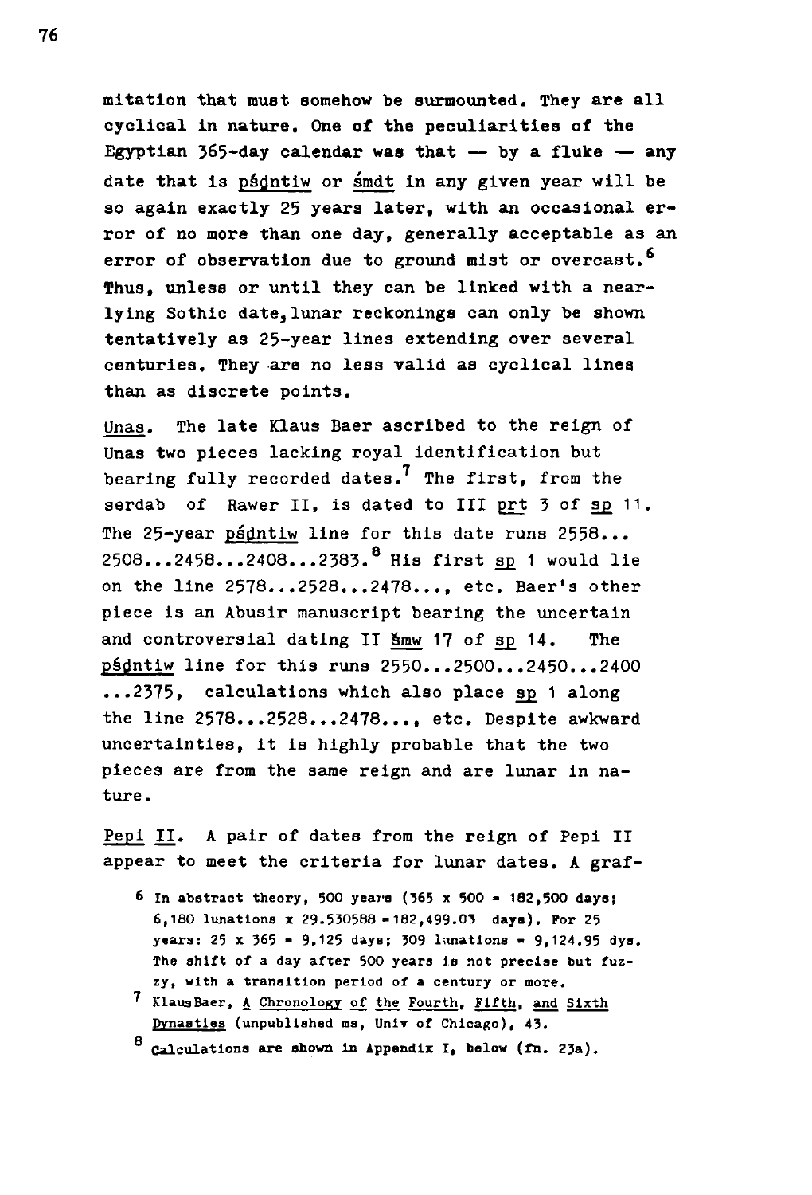mitation that must somehow be surmounted. They are all cyclical in nature. One of the peculiarities of the Egyptian 365-day calendar was that — by a fluke — any date that is pśḏntiw or śmdt in any given year will be so again exactly 25 years later, with an occasional error of no more than one day, generally acceptable as an error of observation due to ground mist or overcast.[6] Thus, unless or until they can be linked with a near-lying Sothic date, lunar reckonings can only be shown tentatively as 25-year lines extending over several centuries. They are no less valid as cyclical lines than as discrete points.

Unas. The late Klaus Baer ascribed to the reign of Unas two pieces lacking royal identification but bearing fully recorded dates.[7] The first, from the serdab of Rawer II, is dated to III prt 3 of sp 11. The 25-year pśḏntiw line for this date runs 2558... 2508...2458...2408...2383.[8] His first sp 1 would lie on the line 2578...2528...2478..., etc. Baer's other piece is an Abusir manuscript bearing the uncertain and controversial dating II šmw 17 of sp 14. The pśḏntiw line for this runs 2550...2500...2450...2400 ...2375, calculations which also place sp 1 along the line 2578...2528...2478..., etc. Despite awkward uncertainties, it is highly probable that the two pieces are from the same reign and are lunar in nature.

Pepi II. A pair of dates from the reign of Pepi II appear to meet the criteria for lunar dates. A graf-

---

6 In abstract theory, 500 years (365 x 500 = 182,500 days; 6,180 lunations x 29.530588 = 182,499.03 days). For 25 years: 25 x 365 = 9,125 days; 309 lunations = 9,124.95 dys. The shift of a day after 500 years is not precise but fuzzy, with a transition period of a century or more.

7 Klaus Baer, A Chronology of the Fourth, Fifth, and Sixth Dynasties (unpublished ms, Univ of Chicago), 43.

8 Calculations are shown in Appendix I, below (fn. 23a).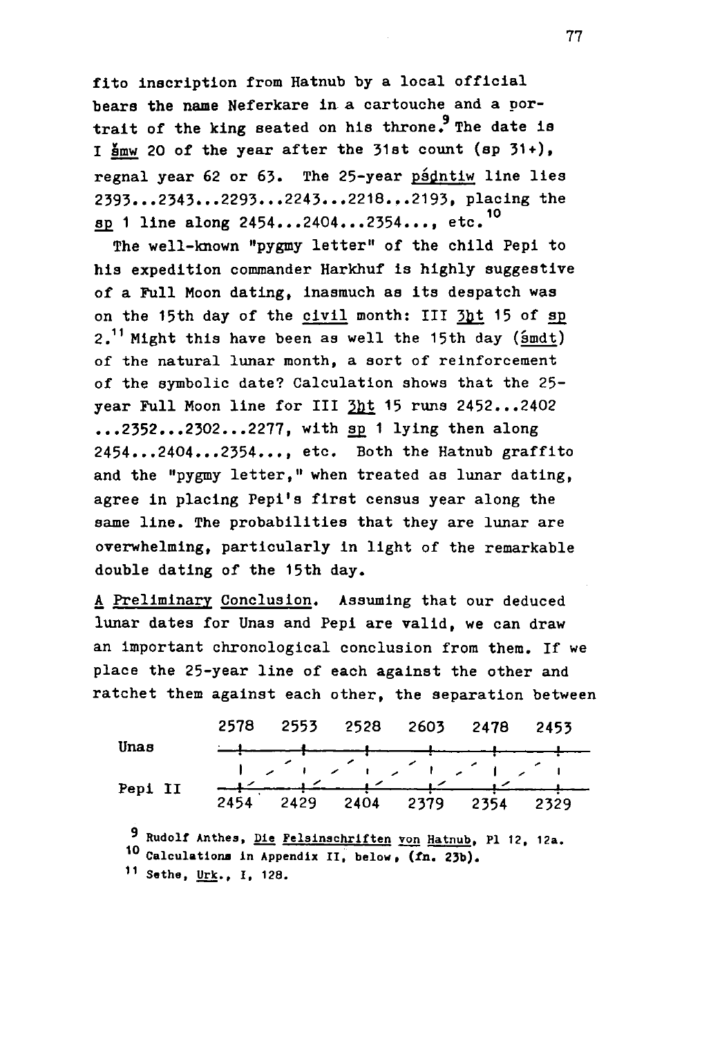fito inscription from Hatnub by a local official bears the name Neferkare in a cartouche and a portrait of the king seated on his throne.[9] The date is I šmw 20 of the year after the 31st count (sp 31+), regnal year 62 or 63. The 25-year pśdntiw line lies 2393...2343...2293...2243...2218...2193, placing the sp 1 line along 2454...2404...2354..., etc.[10]

The well-known "pygmy letter" of the child Pepi to his expedition commander Harkhuf is highly suggestive of a Full Moon dating, inasmuch as its despatch was on the 15th day of the civil month: III 3ḫt 15 of sp 2.[11] Might this have been as well the 15th day (śmdt) of the natural lunar month, a sort of reinforcement of the symbolic date? Calculation shows that the 25-year Full Moon line for III 3ḫt 15 runs 2452...2402 ...2352...2302...2277, with sp 1 lying then along 2454...2404...2354..., etc. Both the Hatnub graffito and the "pygmy letter," when treated as lunar dating, agree in placing Pepi's first census year along the same line. The probabilities that they are lunar are overwhelming, particularly in light of the remarkable double dating of the 15th day.

A Preliminary Conclusion. Assuming that our deduced lunar dates for Unas and Pepi are valid, we can draw an important chronological conclusion from them. If we place the 25-year line of each against the other and ratchet them against each other, the separation between

| | | | | | | |
|---|---|---|---|---|---|---|
| Unas | 2578 | 2553 | 2528 | 2603 | 2478 | 2453 |
| Pepi II | 2454 | 2429 | 2404 | 2379 | 2354 | 2329 |

[9] Rudolf Anthes, Die Felsinschriften von Hatnub, Pl 12, 12a.

[10] Calculations in Appendix II, below, (fn. 23b).

[11] Sethe, Urk., I, 128.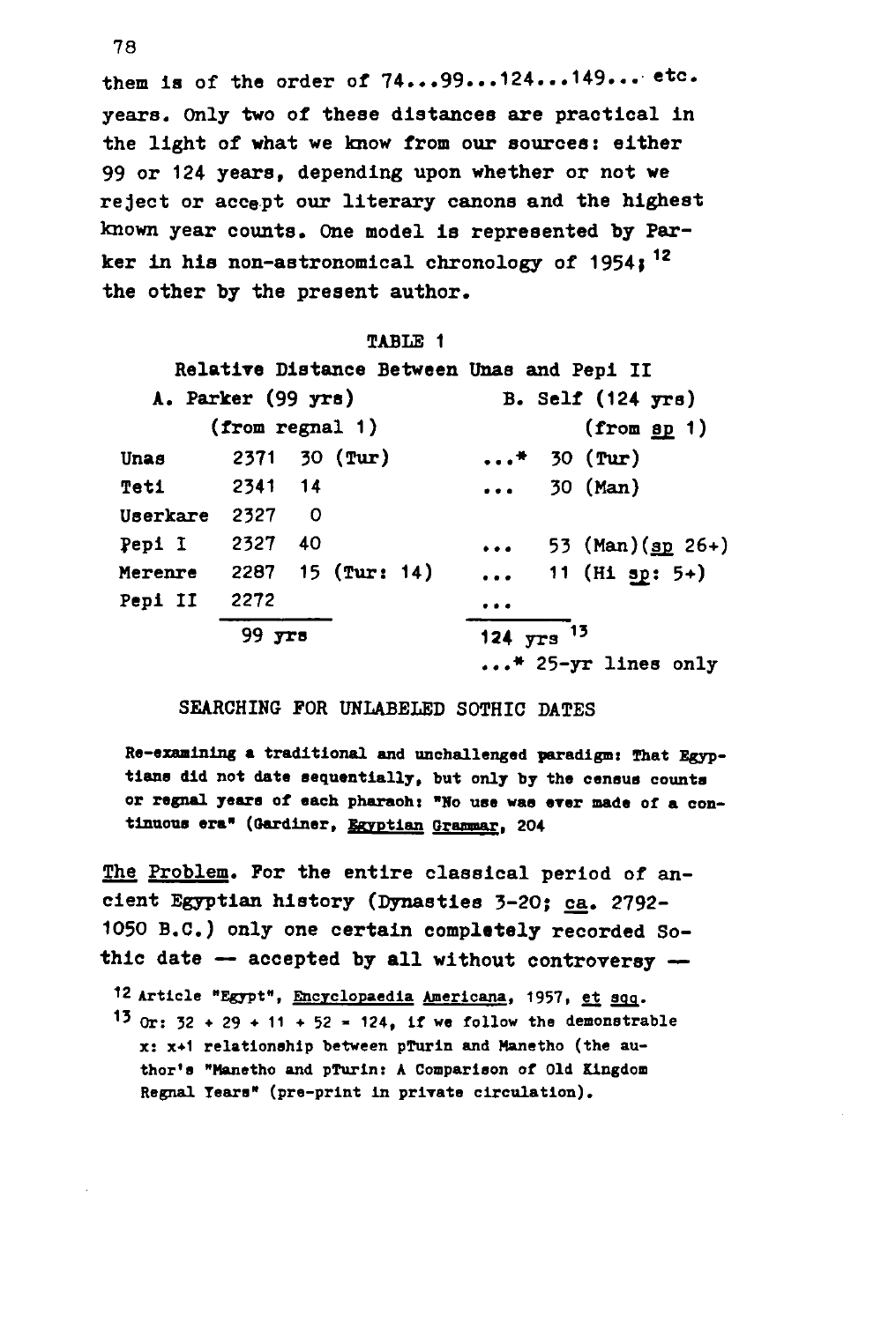them is of the order of 74...99...124...149... etc. years. Only two of these distances are practical in the light of what we know from our sources: either 99 or 124 years, depending upon whether or not we reject or accept our literary canons and the highest known year counts. One model is represented by Parker in his non-astronomical chronology of 1954;[12] the other by the present author.

TABLE 1

Relative Distance Between Unas and Pepi II

| | A. Parker (99 yrs) (from regnal 1) | | B. Self (124 yrs) (from sp 1) | |
|---|---|---|---|---|
| Unas | 2371 | 30 (Tur) | ...* | 30 (Tur) |
| Teti | 2341 | 14 | ... | 30 (Man) |
| Userkare | 2327 | 0 | | |
| Pepi I | 2327 | 40 | ... | 53 (Man)(sp 26+) |
| Merenre | 2287 | 15 (Tur: 14) | ... | 11 (Hi sp: 5+) |
| Pepi II | 2272 | | ... | |
| | 99 yrs | | 124 yrs[13] | |
| | | | ...* 25-yr lines only | |

## SEARCHING FOR UNLABELED SOTHIC DATES

**Re-examining a traditional and unchallenged paradigm: That Egyptians did not date sequentially, but only by the census counts or regnal years of each pharaoh: "No use was ever made of a continuous era" (Gardiner, *Egyptian Grammar*, 204**

The Problem. For the entire classical period of ancient Egyptian history (Dynasties 3-20; ca. 2792-1050 B.C.) only one certain completely recorded Sothic date — accepted by all without controversy —

[12] Article "Egypt", *Encyclopaedia Americana*, 1957, et sqq.

[13] Or: 32 + 29 + 11 + 52 = 124, if we follow the demonstrable x: x+1 relationship between pTurin and Manetho (the author's "Manetho and pTurin: A Comparison of Old Kingdom Regnal Years" (pre-print in private circulation).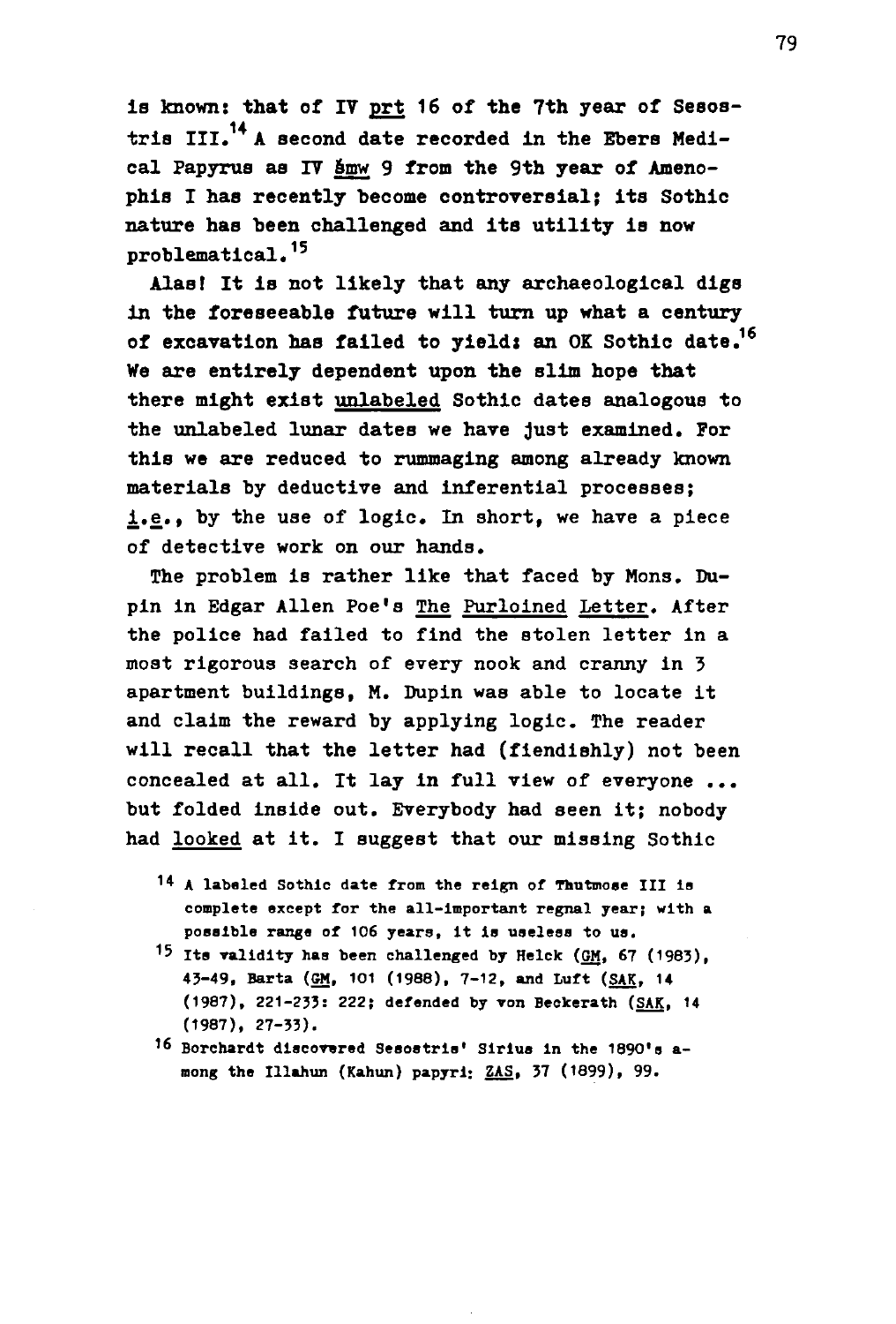is known: that of IV prt 16 of the 7th year of Sesostris III.[14] A second date recorded in the Ebers Medical Papyrus as IV šmw 9 from the 9th year of Amenophis I has recently become controversial; its Sothic nature has been challenged and its utility is now problematical.[15]

Alas! It is not likely that any archaeological digs in the foreseeable future will turn up what a century of excavation has failed to yield: an OK Sothic date.[16] We are entirely dependent upon the slim hope that there might exist unlabeled Sothic dates analogous to the unlabeled lunar dates we have just examined. For this we are reduced to rummaging among already known materials by deductive and inferential processes; i.e., by the use of logic. In short, we have a piece of detective work on our hands.

The problem is rather like that faced by Mons. Dupin in Edgar Allen Poe's The Purloined Letter. After the police had failed to find the stolen letter in a most rigorous search of every nook and cranny in 3 apartment buildings, M. Dupin was able to locate it and claim the reward by applying logic. The reader will recall that the letter had (fiendishly) not been concealed at all. It lay in full view of everyone ... but folded inside out. Everybody had seen it; nobody had looked at it. I suggest that our missing Sothic

[14] A labeled Sothic date from the reign of Thutmose III is complete except for the all-important regnal year; with a possible range of 106 years, it is useless to us.

[15] Its validity has been challenged by Helck (GM, 67 (1983), 43-49, Barta (GM, 101 (1988), 7-12, and Luft (SAK, 14 (1987), 221-233: 222; defended by von Beckerath (SAK, 14 (1987), 27-33).

[16] Borchardt discovered Sesostris' Sirius in the 1890's among the Illahun (Kahun) papyri: ZAS, 37 (1899), 99.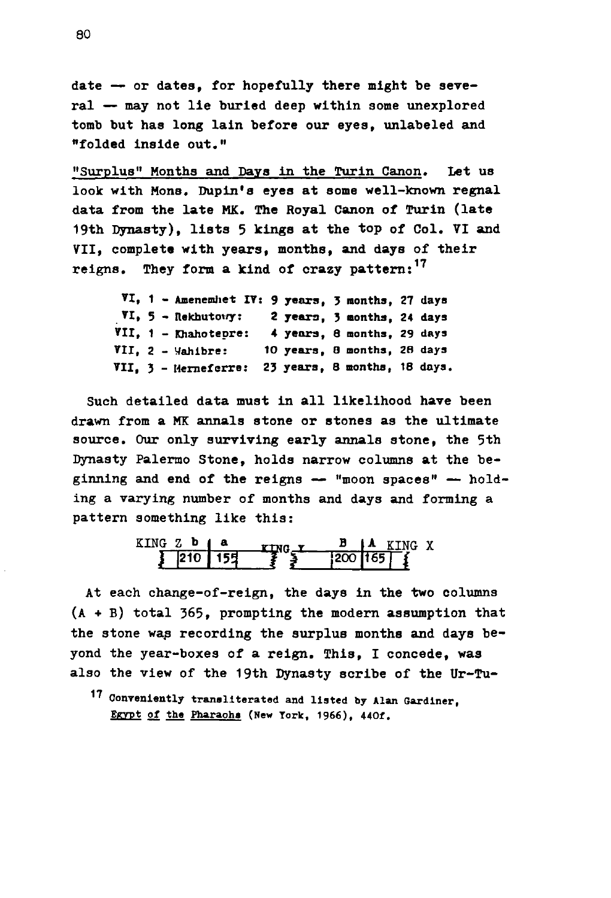date — or dates, for hopefully there might be several — may not lie buried deep within some unexplored tomb but has long lain before our eyes, unlabeled and "folded inside out."

"Surplus" Months and Days in the Turin Canon. Let us look with Mons. Dupin's eyes at some well-known regnal data from the late MK. The Royal Canon of Turin (late 19th Dynasty), lists 5 kings at the top of Col. VI and VII, complete with years, months, and days of their reigns. They form a kind of crazy pattern:[17]

VI, 1 - Amenemhet IV: 9 years, 3 months, 27 days
VI, 5 - Rekhutowy: 2 years, 3 months, 24 days
VII, 1 - Khahotepre: 4 years, 8 months, 29 days
VII, 2 - Wahibre: 10 years, 8 months, 28 days
VII, 3 - Merneferre: 23 years, 8 months, 18 days.

Such detailed data must in all likelihood have been drawn from a MK annals stone or stones as the ultimate source. Our only surviving early annals stone, the 5th Dynasty Palermo Stone, holds narrow columns at the beginning and end of the reigns — "moon spaces" — holding a varying number of months and days and forming a pattern something like this:

| KING Z | b | a | KING Y | B | A | KING X |
|---|---|---|---|---|---|---|
| | 210 | 155 | | 200 | 165 | |

At each change-of-reign, the days in the two columns (A + B) total 365, prompting the modern assumption that the stone was recording the surplus months and days beyond the year-boxes of a reign. This, I concede, was also the view of the 19th Dynasty scribe of the Ur-Tu-

[17] Conveniently transliterated and listed by Alan Gardiner, Egypt of the Pharaohs (New York, 1966), 440f.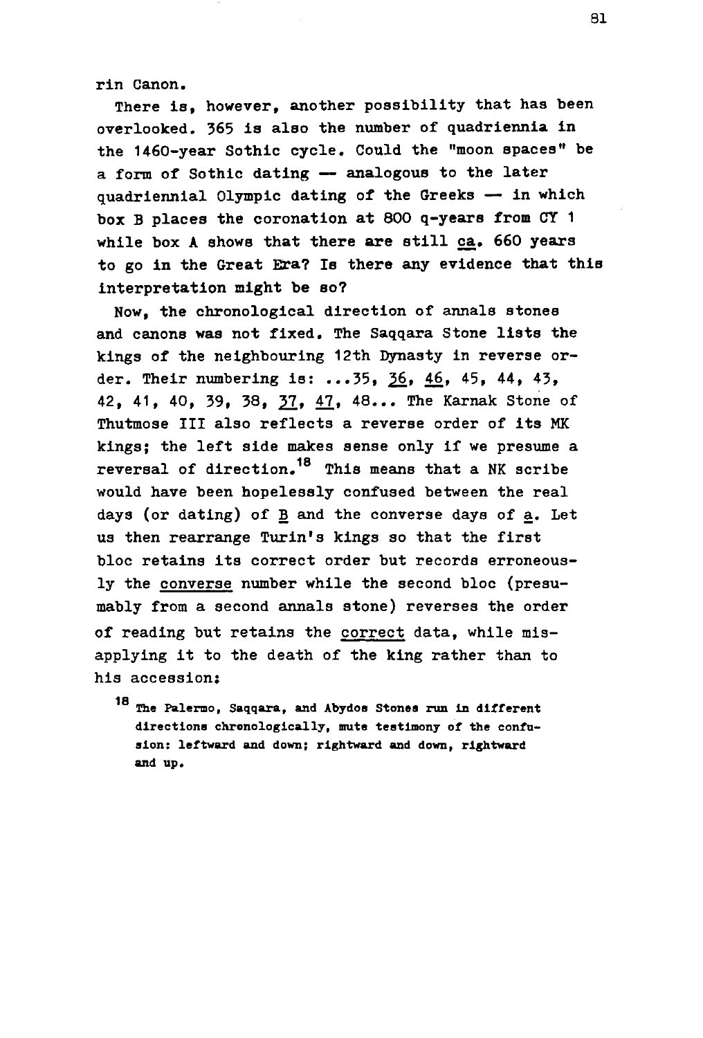rin Canon.

There is, however, another possibility that has been overlooked. 365 is also the number of quadriennia in the 1460-year Sothic cycle. Could the "moon spaces" be a form of Sothic dating — analogous to the later quadriennial Olympic dating of the Greeks — in which box B places the coronation at 800 q-years from CY 1 while box A shows that there are still <u>ca</u>. 660 years to go in the Great Era? Is there any evidence that this interpretation might be so?

Now, the chronological direction of annals stones and canons was not fixed. The Saqqara Stone lists the kings of the neighbouring 12th Dynasty in reverse order. Their numbering is: ...35, <u>36</u>, <u>46</u>, 45, 44, 43, 42, 41, 40, 39, 38, <u>37</u>, <u>47</u>, 48... The Karnak Stone of Thutmose III also reflects a reverse order of its MK kings; the left side makes sense only if we presume a reversal of direction.[18] This means that a NK scribe would have been hopelessly confused between the real days (or dating) of <u>B</u> and the converse days of <u>a</u>. Let us then rearrange Turin's kings so that the first bloc retains its correct order but records erroneously the <u>converse</u> number while the second bloc (presumably from a second annals stone) reverses the order of reading but retains the <u>correct</u> data, while misapplying it to the death of the king rather than to his accession:

[18] The Palermo, Saqqara, and Abydos Stones run in different directions chronologically, mute testimony of the confusion: leftward and down; rightward and down, rightward and up.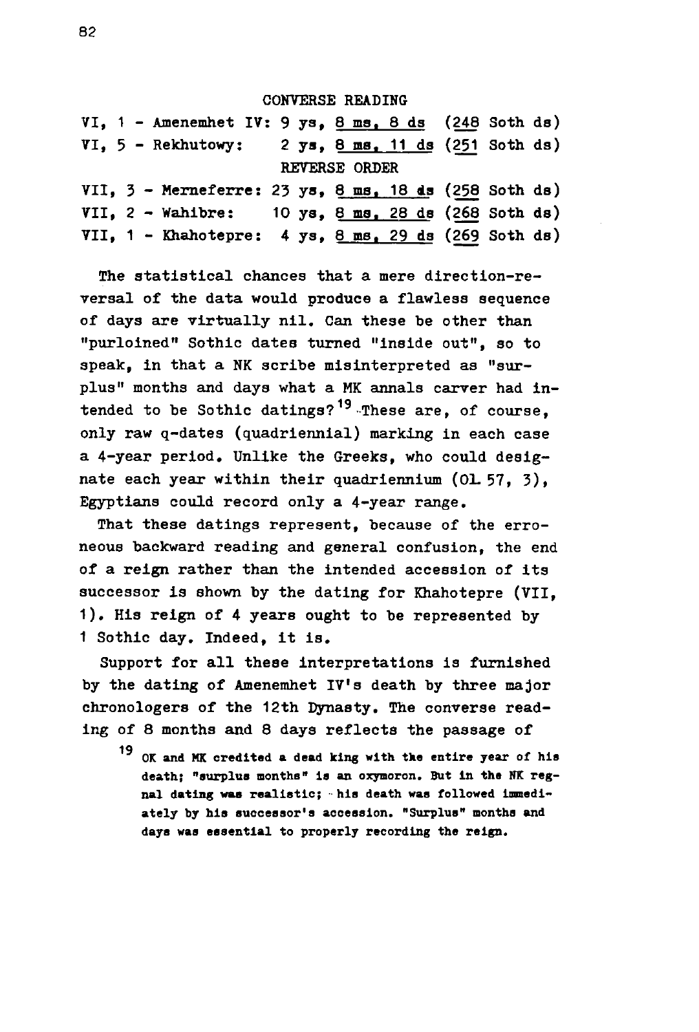CONVERSE READING

VI, 1 - Amenemhet IV: 9 ys, 8 ms, 8 ds (248 Soth ds)
VI, 5 - Rekhutowy: 2 ys, 8 ms, 11 ds (251 Soth ds)

REVERSE ORDER

VII, 3 - Merneferre: 23 ys, 8 ms, 18 ds (258 Soth ds)
VII, 2 - Wahibre: 10 ys, 8 ms, 28 ds (268 Soth ds)
VII, 1 - Khahotepre: 4 ys, 8 ms, 29 ds (269 Soth ds)

The statistical chances that a mere direction-reversal of the data would produce a flawless sequence of days are virtually nil. Can these be other than "purloined" Sothic dates turned "inside out", so to speak, in that a NK scribe misinterpreted as "surplus" months and days what a MK annals carver had intended to be Sothic datings?[19] These are, of course, only raw q-dates (quadriennial) marking in each case a 4-year period. Unlike the Greeks, who could designate each year within their quadriennium (Ol. 57, 3), Egyptians could record only a 4-year range.

That these datings represent, because of the erroneous backward reading and general confusion, the end of a reign rather than the intended accession of its successor is shown by the dating for Khahotepre (VII, 1). His reign of 4 years ought to be represented by 1 Sothic day. Indeed, it is.

Support for all these interpretations is furnished by the dating of Amenemhet IV's death by three major chronologers of the 12th Dynasty. The converse reading of 8 months and 8 days reflects the passage of

[19] **OK and MK credited a dead king with the entire year of his death; "surplus months" is an oxymoron. But in the NK regnal dating was realistic; his death was followed immediately by his successor's accession. "Surplus" months and days was essential to properly recording the reign.**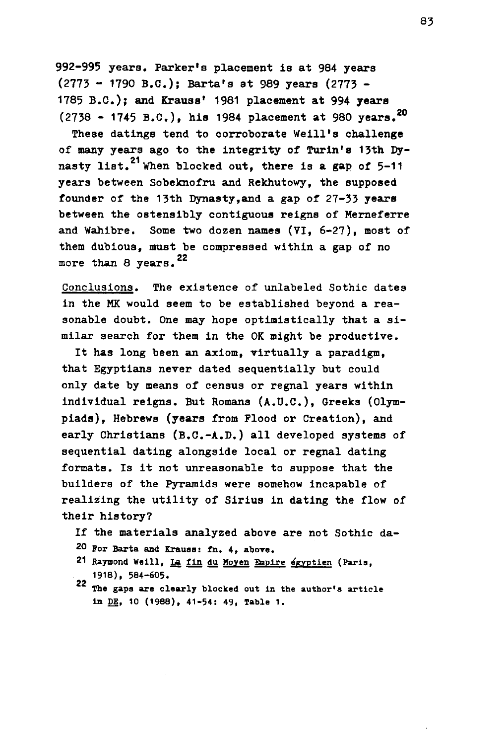992-995 years. Parker's placement is at 984 years (2773 - 1790 B.C.); Barta's at 989 years (2773 - 1785 B.C.); and Krauss' 1981 placement at 994 years (2738 - 1745 B.C.), his 1984 placement at 980 years.[20]

These datings tend to corroborate Weill's challenge of many years ago to the integrity of Turin's 13th Dynasty list.[21] When blocked out, there is a gap of 5-11 years between Sobeknofru and Rekhutowy, the supposed founder of the 13th Dynasty, and a gap of 27-33 years between the ostensibly contiguous reigns of Merneferre and Wahibre. Some two dozen names (VI, 6-27), most of them dubious, must be compressed within a gap of no more than 8 years.[22]

Conclusions. The existence of unlabeled Sothic dates in the MK would seem to be established beyond a reasonable doubt. One may hope optimistically that a similar search for them in the OK might be productive.

It has long been an axiom, virtually a paradigm, that Egyptians never dated sequentially but could only date by means of census or regnal years within individual reigns. But Romans (A.U.C.), Greeks (Olympiads), Hebrews (years from Flood or Creation), and early Christians (B.C.-A.D.) all developed systems of sequential dating alongside local or regnal dating formats. Is it not unreasonable to suppose that the builders of the Pyramids were somehow incapable of realizing the utility of Sirius in dating the flow of their history?

If the materials analyzed above are not Sothic da-

20 For Barta and Krauss: fn. 4, above.

21 Raymond Weill, La fin du Moyen Empire égyptien (Paris, 1918), 584-605.

22 The gaps are clearly blocked out in the author's article in DE, 10 (1988), 41-54: 49, Table 1.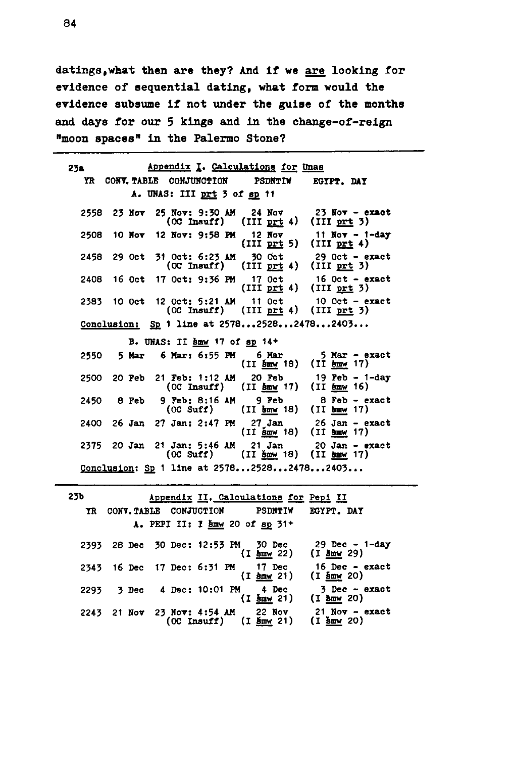datings, what then are they? And if we <u>are</u> looking for evidence of sequential dating, what form would the evidence subsume if not under the guise of the months and days for our 5 kings and in the change-of-reign "moon spaces" in the Palermo Stone?

---

23a

### Appendix I. Calculations for Unas

| YR | CONV. TABLE | CONJUNCTION | PSDNTIW | EGYPT. DAY |
|---|---|---|---|---|
| | | A. UNAS: III prt 3 of sp 11 | | |
| 2558 | 23 Nov | 25 Nov: 9:30 AM (OC Insuff) | 24 Nov (III prt 4) | 23 Nov - exact (III prt 3) |
| 2508 | 10 Nov | 12 Nov: 9:58 PM | 12 Nov (III prt 5) | 11 Nov - 1-day (III prt 4) |
| 2458 | 29 Oct | 31 Oct: 6:23 AM (OC Insuff) | 30 Oct (III prt 4) | 29 Oct - exact (III prt 3) |
| 2408 | 16 Oct | 17 Oct: 9:36 PM | 17 Oct (III prt 4) | 16 Oct - exact (III prt 3) |
| 2383 | 10 Oct | 12 Oct: 5:21 AM (OC Insuff) | 11 Oct (III prt 4) | 10 Oct - exact (III prt 3) |

Conclusion: Sp 1 line at 2578...2528...2478...2403...

| YR | CONV. TABLE | CONJUNCTION | PSDNTIW | EGYPT. DAY |
|---|---|---|---|---|
| | | B. UNAS: II šmw 17 of sp 14+ | | |
| 2550 | 5 Mar | 6 Mar: 6:55 PM | 6 Mar (II šmw 18) | 5 Mar - exact (II šmw 17) |
| 2500 | 20 Feb | 21 Feb: 1:12 AM (OC Insuff) | 20 Feb (II šmw 17) | 19 Feb - 1-day (II šmw 16) |
| 2450 | 8 Feb | 9 Feb: 8:16 AM (OC Suff) | 9 Feb (II šmw 18) | 8 Feb - exact (II šmw 17) |
| 2400 | 26 Jan | 27 Jan: 2:47 PM | 27 Jan (II šmw 18) | 26 Jan - exact (II šmw 17) |
| 2375 | 20 Jan | 21 Jan: 5:46 AM (OC Suff) | 21 Jan (II šmw 18) | 20 Jan - exact (II šmw 17) |

Conclusion: Sp 1 line at 2578...2528...2478...2403...

---

23b

### Appendix II. Calculations for Pepi II

| YR | CONV. TABLE | CONJUCTION | PSDNTIW | EGYPT. DAY |
|---|---|---|---|---|
| | | A. PEPI II: I šmw 20 of sp 31+ | | |
| 2393 | 28 Dec | 30 Dec: 12:53 PM | 30 Dec (I šmw 22) | 29 Dec - 1-day (I šmw 29) |
| 2343 | 16 Dec | 17 Dec: 6:31 PM | 17 Dec (I šmw 21) | 16 Dec - exact (I šmw 20) |
| 2293 | 3 Dec | 4 Dec: 10:01 PM | 4 Dec (I šmw 21) | 3 Dec - exact (I šmw 20) |
| 2243 | 21 Nov | 23 Nov: 4:54 AM (OC Insuff) | 22 Nov (I šmw 21) | 21 Nov - exact (I šmw 20) |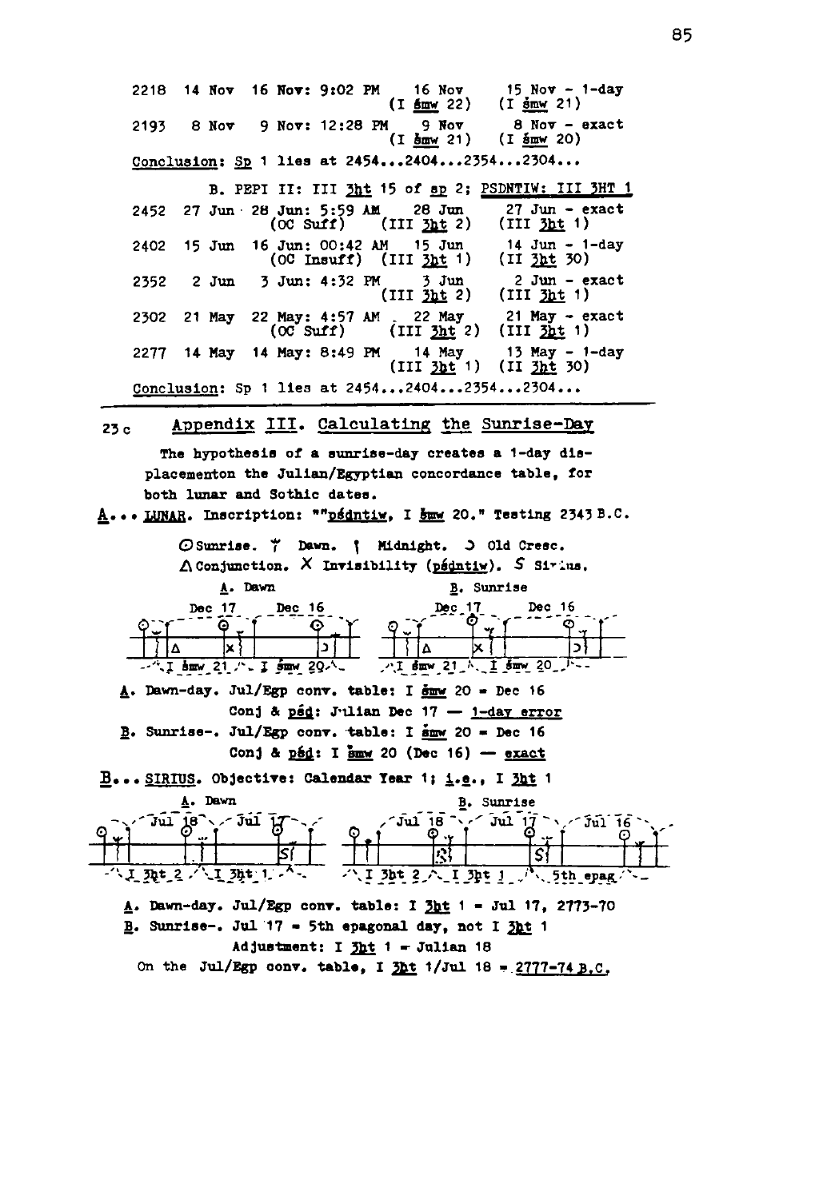| | | | | |
|---|---|---|---|---|
| 2218 | 14 Nov | 16 Nov: 9:02 PM | 16 Nov (I šmw 22) | 15 Nov - 1-day (I šmw 21) |
| 2193 | 8 Nov | 9 Nov: 12:28 PM | 9 Nov (I šmw 21) | 8 Nov - exact (I šmw 20) |

Conclusion: Sp 1 lies at 2454...2404...2354...2304...

B. PEPI II: III 3ht 15 of sp 2; PSDNTIW: III 3HT 1

| | | | | |
|---|---|---|---|---|
| 2452 | 27 Jun | 28 Jun: 5:59 AM (OC Suff) | 28 Jun (III 3ht 2) | 27 Jun - exact (III 3ht 1) |
| 2402 | 15 Jun | 16 Jun: 00:42 AM (OC Insuff) | 15 Jun (III 3ht 1) | 14 Jun - 1-day (II 3ht 30) |
| 2352 | 2 Jun | 3 Jun: 4:32 PM | 3 Jun (III 3ht 2) | 2 Jun - exact (III 3ht 1) |
| 2302 | 21 May | 22 May: 4:57 AM (OC Suff) | 22 May (III 3ht 2) | 21 May - exact (III 3ht 1) |
| 2277 | 14 May | 14 May: 8:49 PM | 14 May (III 3ht 1) | 13 May - 1-day (II 3ht 30) |

Conclusion: Sp 1 lies at 2454...2404...2354...2304...

## 23 c Appendix III. Calculating the Sunrise-Day

The hypothesis of a sunrise-day creates a 1-day displacementon the Julian/Egyptian concordance table, for both lunar and Sothic dates.

A... LUNAR. Inscription: ""psdntiw, I šmw 20." Testing 2343 B.C.

⊙ Sunrise. Dawn. Midnight. ☽ Old Cresc. △ Conjunction. X Invisibility (psdntiw). S Sirius.

A. Dawn
Dec 17 Dec 16
I šmw 21 I šmw 20

B. Sunrise
Dec 17 Dec 16
I šmw 21 I šmw 20

A. Dawn-day. Jul/Egp conv. table: I šmw 20 = Dec 16
Conj & psd: Julian Dec 17 — 1-day error

B. Sunrise-. Jul/Egp conv. table: I šmw 20 = Dec 16
Conj & psd: I šmw 20 (Dec 16) — exact

B... SIRIUS. Objective: Calendar Year 1; i.e., I 3ht 1

A. Dawn
Jul 18 Jul 17
I 3ht 2 I 3ht 1

B. Sunrise
Jul 18 Jul 17 Jul 16
I 3ht 2 I 3ht 1 5th epag

A. Dawn-day. Jul/Egp conv. table: I 3ht 1 = Jul 17, 2773-70

B. Sunrise-. Jul 17 = 5th epagonal day, not I 3ht 1
Adjustment: I 3ht 1 = Julian 18

On the Jul/Egp conv. table, I 3ht 1/Jul 18 = 2777-74 B.C.